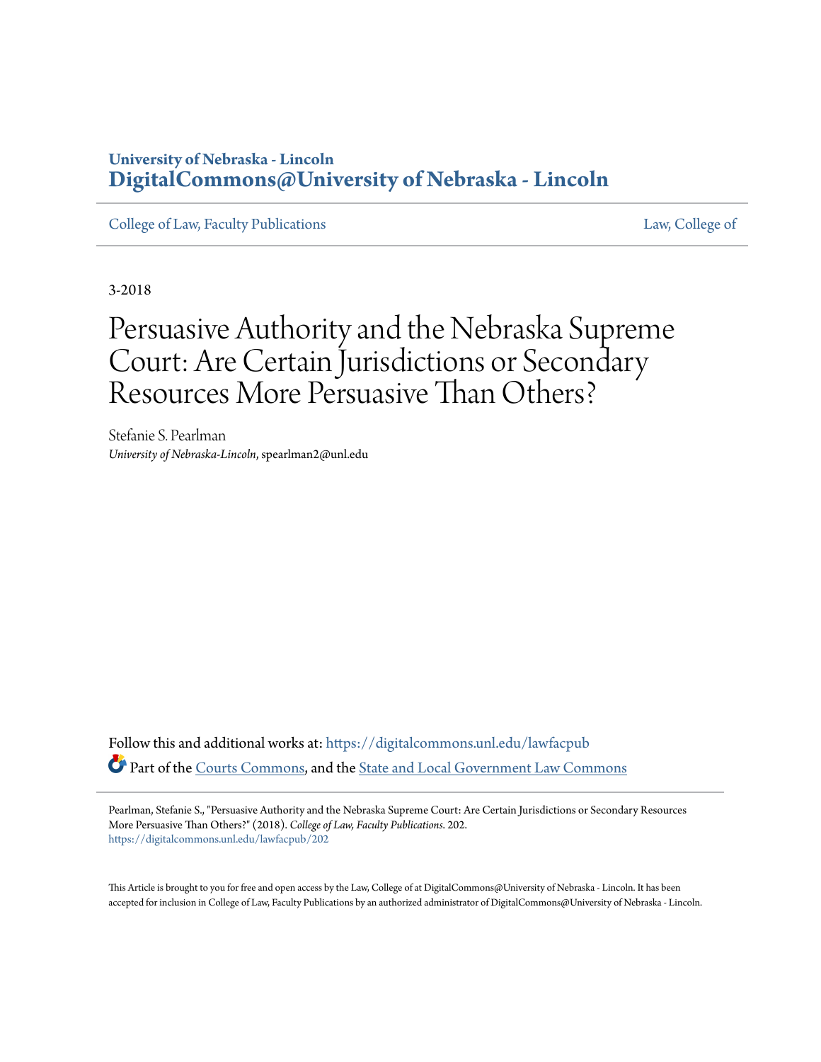University of Nebraska - Lincoln
**DigitalCommons@University of Nebraska - Lincoln**

College of Law, Faculty Publications | Law, College of

3-2018

# Persuasive Authority and the Nebraska Supreme Court: Are Certain Jurisdictions or Secondary Resources More Persuasive Than Others?

Stefanie S. Pearlman
*University of Nebraska-Lincoln*, spearlman2@unl.edu

Follow this and additional works at: https://digitalcommons.unl.edu/lawfacpub

Part of the Courts Commons, and the State and Local Government Law Commons

Pearlman, Stefanie S., "Persuasive Authority and the Nebraska Supreme Court: Are Certain Jurisdictions or Secondary Resources More Persuasive Than Others?" (2018). *College of Law, Faculty Publications*. 202.
https://digitalcommons.unl.edu/lawfacpub/202

This Article is brought to you for free and open access by the Law, College of at DigitalCommons@University of Nebraska - Lincoln. It has been accepted for inclusion in College of Law, Faculty Publications by an authorized administrator of DigitalCommons@University of Nebraska - Lincoln.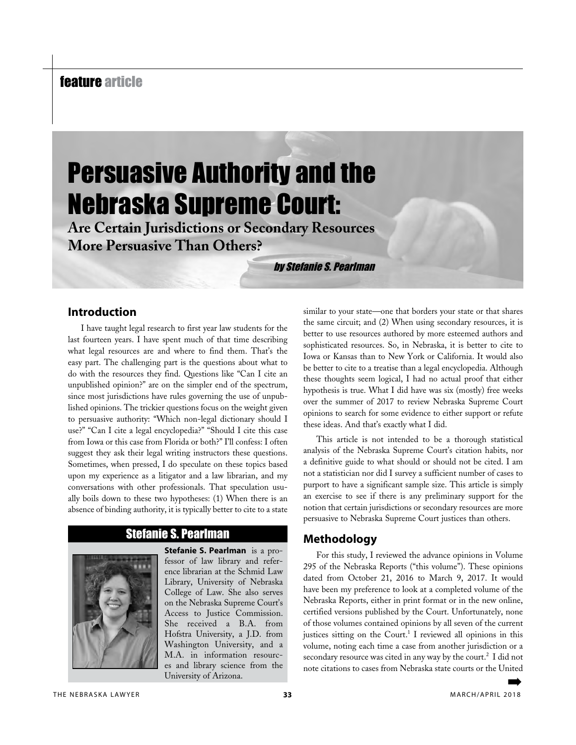feature article

# Persuasive Authority and the Nebraska Supreme Court:

## Are Certain Jurisdictions or Secondary Resources More Persuasive Than Others?

*by Stefanie S. Pearlman*

## Introduction

I have taught legal research to first year law students for the last fourteen years. I have spent much of that time describing what legal resources are and where to find them. That's the easy part. The challenging part is the questions about what to do with the resources they find. Questions like "Can I cite an unpublished opinion?" are on the simpler end of the spectrum, since most jurisdictions have rules governing the use of unpublished opinions. The trickier questions focus on the weight given to persuasive authority: "Which non-legal dictionary should I use?" "Can I cite a legal encyclopedia?" "Should I cite this case from Iowa or this case from Florida or both?" I'll confess: I often suggest they ask their legal writing instructors these questions. Sometimes, when pressed, I do speculate on these topics based upon my experience as a litigator and a law librarian, and my conversations with other professionals. That speculation usually boils down to these two hypotheses: (1) When there is an absence of binding authority, it is typically better to cite to a state similar to your state—one that borders your state or that shares the same circuit; and (2) When using secondary resources, it is better to use resources authored by more esteemed authors and sophisticated resources. So, in Nebraska, it is better to cite to Iowa or Kansas than to New York or California. It would also be better to cite to a treatise than a legal encyclopedia. Although these thoughts seem logical, I had no actual proof that either hypothesis is true. What I did have was six (mostly) free weeks over the summer of 2017 to review Nebraska Supreme Court opinions to search for some evidence to either support or refute these ideas. And that's exactly what I did.

This article is not intended to be a thorough statistical analysis of the Nebraska Supreme Court's citation habits, nor a definitive guide to what should or should not be cited. I am not a statistician nor did I survey a sufficient number of cases to purport to have a significant sample size. This article is simply an exercise to see if there is any preliminary support for the notion that certain jurisdictions or secondary resources are more persuasive to Nebraska Supreme Court justices than others.

### Stefanie S. Pearlman

**Stefanie S. Pearlman** is a professor of law library and reference librarian at the Schmid Law Library, University of Nebraska College of Law. She also serves on the Nebraska Supreme Court's Access to Justice Commission. She received a B.A. from Hofstra University, a J.D. from Washington University, and a M.A. in information resources and library science from the University of Arizona.

## Methodology

For this study, I reviewed the advance opinions in Volume 295 of the Nebraska Reports ("this volume"). These opinions dated from October 21, 2016 to March 9, 2017. It would have been my preference to look at a completed volume of the Nebraska Reports, either in print format or in the new online, certified versions published by the Court. Unfortunately, none of those volumes contained opinions by all seven of the current justices sitting on the Court.[1] I reviewed all opinions in this volume, noting each time a case from another jurisdiction or a secondary resource was cited in any way by the court.[2] I did not note citations to cases from Nebraska state courts or the United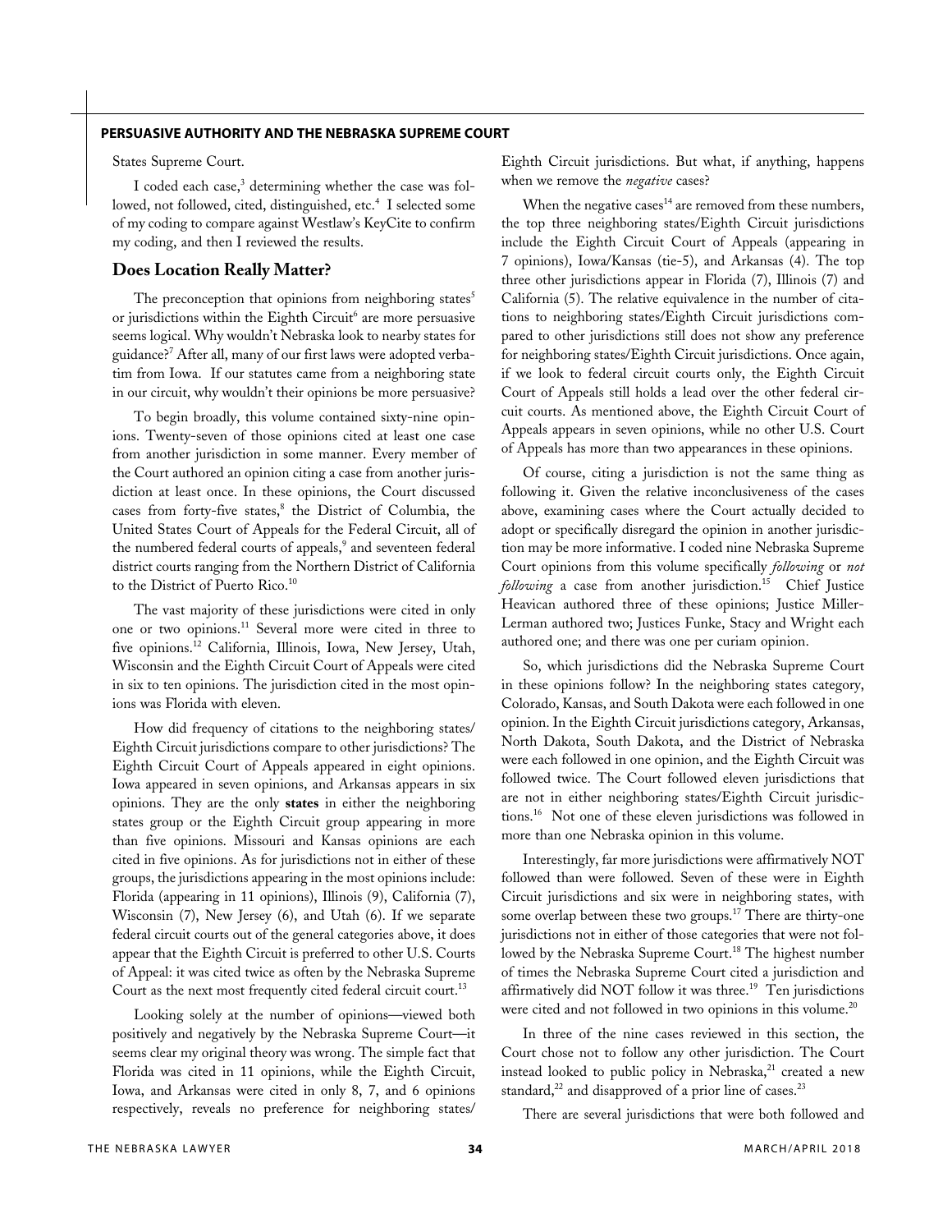States Supreme Court.

I coded each case,[3] determining whether the case was followed, not followed, cited, distinguished, etc.[4] I selected some of my coding to compare against Westlaw's KeyCite to confirm my coding, and then I reviewed the results.

## Does Location Really Matter?

The preconception that opinions from neighboring states[5] or jurisdictions within the Eighth Circuit[6] are more persuasive seems logical. Why wouldn't Nebraska look to nearby states for guidance?[7] After all, many of our first laws were adopted verbatim from Iowa. If our statutes came from a neighboring state in our circuit, why wouldn't their opinions be more persuasive?

To begin broadly, this volume contained sixty-nine opinions. Twenty-seven of those opinions cited at least one case from another jurisdiction in some manner. Every member of the Court authored an opinion citing a case from another jurisdiction at least once. In these opinions, the Court discussed cases from forty-five states,[8] the District of Columbia, the United States Court of Appeals for the Federal Circuit, all of the numbered federal courts of appeals,[9] and seventeen federal district courts ranging from the Northern District of California to the District of Puerto Rico.[10]

The vast majority of these jurisdictions were cited in only one or two opinions.[11] Several more were cited in three to five opinions.[12] California, Illinois, Iowa, New Jersey, Utah, Wisconsin and the Eighth Circuit Court of Appeals were cited in six to ten opinions. The jurisdiction cited in the most opinions was Florida with eleven.

How did frequency of citations to the neighboring states/Eighth Circuit jurisdictions compare to other jurisdictions? The Eighth Circuit Court of Appeals appeared in eight opinions. Iowa appeared in seven opinions, and Arkansas appears in six opinions. They are the only **states** in either the neighboring states group or the Eighth Circuit group appearing in more than five opinions. Missouri and Kansas opinions are each cited in five opinions. As for jurisdictions not in either of these groups, the jurisdictions appearing in the most opinions include: Florida (appearing in 11 opinions), Illinois (9), California (7), Wisconsin (7), New Jersey (6), and Utah (6). If we separate federal circuit courts out of the general categories above, it does appear that the Eighth Circuit is preferred to other U.S. Courts of Appeal: it was cited twice as often by the Nebraska Supreme Court as the next most frequently cited federal circuit court.[13]

Looking solely at the number of opinions—viewed both positively and negatively by the Nebraska Supreme Court—it seems clear my original theory was wrong. The simple fact that Florida was cited in 11 opinions, while the Eighth Circuit, Iowa, and Arkansas were cited in only 8, 7, and 6 opinions respectively, reveals no preference for neighboring states/Eighth Circuit jurisdictions. But what, if anything, happens when we remove the *negative* cases?

When the negative cases[14] are removed from these numbers, the top three neighboring states/Eighth Circuit jurisdictions include the Eighth Circuit Court of Appeals (appearing in 7 opinions), Iowa/Kansas (tie-5), and Arkansas (4). The top three other jurisdictions appear in Florida (7), Illinois (7) and California (5). The relative equivalence in the number of citations to neighboring states/Eighth Circuit jurisdictions compared to other jurisdictions still does not show any preference for neighboring states/Eighth Circuit jurisdictions. Once again, if we look to federal circuit courts only, the Eighth Circuit Court of Appeals still holds a lead over the other federal circuit courts. As mentioned above, the Eighth Circuit Court of Appeals appears in seven opinions, while no other U.S. Court of Appeals has more than two appearances in these opinions.

Of course, citing a jurisdiction is not the same thing as following it. Given the relative inconclusiveness of the cases above, examining cases where the Court actually decided to adopt or specifically disregard the opinion in another jurisdiction may be more informative. I coded nine Nebraska Supreme Court opinions from this volume specifically *following* or *not following* a case from another jurisdiction.[15] Chief Justice Heavican authored three of these opinions; Justice Miller-Lerman authored two; Justices Funke, Stacy and Wright each authored one; and there was one per curiam opinion.

So, which jurisdictions did the Nebraska Supreme Court in these opinions follow? In the neighboring states category, Colorado, Kansas, and South Dakota were each followed in one opinion. In the Eighth Circuit jurisdictions category, Arkansas, North Dakota, South Dakota, and the District of Nebraska were each followed in one opinion, and the Eighth Circuit was followed twice. The Court followed eleven jurisdictions that are not in either neighboring states/Eighth Circuit jurisdictions.[16] Not one of these eleven jurisdictions was followed in more than one Nebraska opinion in this volume.

Interestingly, far more jurisdictions were affirmatively NOT followed than were followed. Seven of these were in Eighth Circuit jurisdictions and six were in neighboring states, with some overlap between these two groups.[17] There are thirty-one jurisdictions not in either of those categories that were not followed by the Nebraska Supreme Court.[18] The highest number of times the Nebraska Supreme Court cited a jurisdiction and affirmatively did NOT follow it was three.[19] Ten jurisdictions were cited and not followed in two opinions in this volume.[20]

In three of the nine cases reviewed in this section, the Court chose not to follow any other jurisdiction. The Court instead looked to public policy in Nebraska,[21] created a new standard,[22] and disapproved of a prior line of cases.[23]

There are several jurisdictions that were both followed and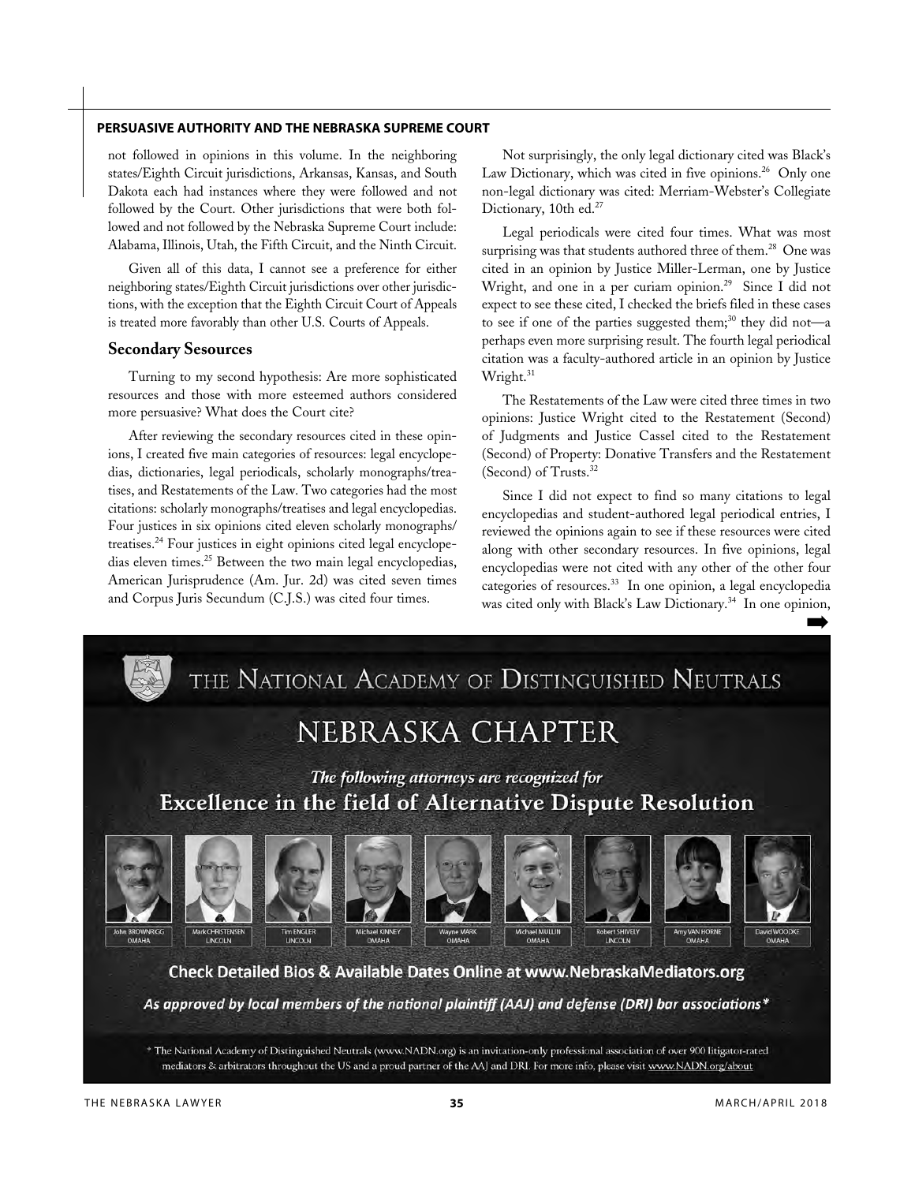not followed in opinions in this volume. In the neighboring states/Eighth Circuit jurisdictions, Arkansas, Kansas, and South Dakota each had instances where they were followed and not followed by the Court. Other jurisdictions that were both followed and not followed by the Nebraska Supreme Court include: Alabama, Illinois, Utah, the Fifth Circuit, and the Ninth Circuit.

Given all of this data, I cannot see a preference for either neighboring states/Eighth Circuit jurisdictions over other jurisdictions, with the exception that the Eighth Circuit Court of Appeals is treated more favorably than other U.S. Courts of Appeals.

### Secondary Sesources

Turning to my second hypothesis: Are more sophisticated resources and those with more esteemed authors considered more persuasive? What does the Court cite?

After reviewing the secondary resources cited in these opinions, I created five main categories of resources: legal encyclopedias, dictionaries, legal periodicals, scholarly monographs/treatises, and Restatements of the Law. Two categories had the most citations: scholarly monographs/treatises and legal encyclopedias. Four justices in six opinions cited eleven scholarly monographs/treatises.[24] Four justices in eight opinions cited legal encyclopedias eleven times.[25] Between the two main legal encyclopedias, American Jurisprudence (Am. Jur. 2d) was cited seven times and Corpus Juris Secundum (C.J.S.) was cited four times.

Not surprisingly, the only legal dictionary cited was Black's Law Dictionary, which was cited in five opinions.[26] Only one non-legal dictionary was cited: Merriam-Webster's Collegiate Dictionary, 10th ed.[27]

Legal periodicals were cited four times. What was most surprising was that students authored three of them.[28] One was cited in an opinion by Justice Miller-Lerman, one by Justice Wright, and one in a per curiam opinion.[29] Since I did not expect to see these cited, I checked the briefs filed in these cases to see if one of the parties suggested them;[30] they did not—a perhaps even more surprising result. The fourth legal periodical citation was a faculty-authored article in an opinion by Justice Wright.[31]

The Restatements of the Law were cited three times in two opinions: Justice Wright cited to the Restatement (Second) of Judgments and Justice Cassel cited to the Restatement (Second) of Property: Donative Transfers and the Restatement (Second) of Trusts.[32]

Since I did not expect to find so many citations to legal encyclopedias and student-authored legal periodical entries, I reviewed the opinions again to see if these resources were cited along with other secondary resources. In five opinions, legal encyclopedias were not cited with any other of the other four categories of resources.[33] In one opinion, a legal encyclopedia was cited only with Black's Law Dictionary.[34] In one opinion,

---

# THE NATIONAL ACADEMY OF DISTINGUISHED NEUTRALS

## NEBRASKA CHAPTER

*The following attorneys are recognized for*

**Excellence in the field of Alternative Dispute Resolution**

John BROWNRIGG, OMAHA | Mark CHRISTENSEN, LINCOLN | Tim ENGLER, LINCOLN | Michael KINNEY, OMAHA | Wayne MARK, OMAHA | Michael MULLIN, OMAHA | Robert SHIVELY, LINCOLN | Amy VAN HORNE, OMAHA | David WOODKE, OMAHA

**Check Detailed Bios & Available Dates Online at www.NebraskaMediators.org**

***As approved by local members of the national plaintiff (AAJ) and defense (DRI) bar associations****

\* The National Academy of Distinguished Neutrals (www.NADN.org) is an invitation-only professional association of over 900 litigator-rated mediators & arbitrators throughout the US and a proud partner of the AAJ and DRI. For more info, please visit www.NADN.org/about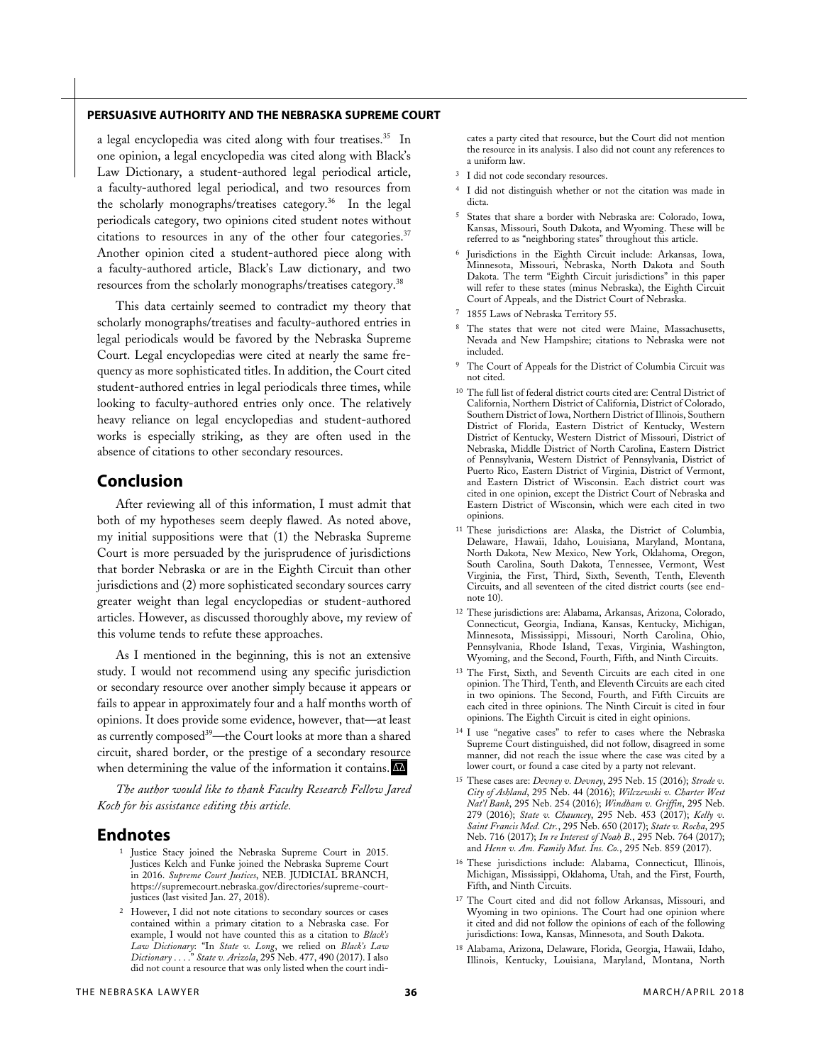a legal encyclopedia was cited along with four treatises.[35] In one opinion, a legal encyclopedia was cited along with Black's Law Dictionary, a student-authored legal periodical article, a faculty-authored legal periodical, and two resources from the scholarly monographs/treatises category.[36] In the legal periodicals category, two opinions cited student notes without citations to resources in any of the other four categories.[37] Another opinion cited a student-authored piece along with a faculty-authored article, Black's Law dictionary, and two resources from the scholarly monographs/treatises category.[38]

This data certainly seemed to contradict my theory that scholarly monographs/treatises and faculty-authored entries in legal periodicals would be favored by the Nebraska Supreme Court. Legal encyclopedias were cited at nearly the same frequency as more sophisticated titles. In addition, the Court cited student-authored entries in legal periodicals three times, while looking to faculty-authored entries only once. The relatively heavy reliance on legal encyclopedias and student-authored works is especially striking, as they are often used in the absence of citations to other secondary resources.

## Conclusion

After reviewing all of this information, I must admit that both of my hypotheses seem deeply flawed. As noted above, my initial suppositions were that (1) the Nebraska Supreme Court is more persuaded by the jurisprudence of jurisdictions that border Nebraska or are in the Eighth Circuit than other jurisdictions and (2) more sophisticated secondary sources carry greater weight than legal encyclopedias or student-authored articles. However, as discussed thoroughly above, my review of this volume tends to refute these approaches.

As I mentioned in the beginning, this is not an extensive study. I would not recommend using any specific jurisdiction or secondary resource over another simply because it appears or fails to appear in approximately four and a half months worth of opinions. It does provide some evidence, however, that—at least as currently composed[39]—the Court looks at more than a shared circuit, shared border, or the prestige of a secondary resource when determining the value of the information it contains.

*The author would like to thank Faculty Research Fellow Jared Koch for his assistance editing this article.*

## Endnotes

1. Justice Stacy joined the Nebraska Supreme Court in 2015. Justices Kelch and Funke joined the Nebraska Supreme Court in 2016. *Supreme Court Justices*, NEB. JUDICIAL BRANCH, https://supremecourt.nebraska.gov/directories/supreme-court-justices (last visited Jan. 27, 2018).
2. However, I did not note citations to secondary sources or cases contained within a primary citation to a Nebraska case. For example, I would not have counted this as a citation to *Black's Law Dictionary*: "In *State v. Long*, we relied on *Black's Law Dictionary* . . . ." *State v. Arizola*, 295 Neb. 477, 490 (2017). I also did not count a resource that was only listed when the court indicates a party cited that resource, but the Court did not mention the resource in its analysis. I also did not count any references to a uniform law.
3. I did not code secondary resources.
4. I did not distinguish whether or not the citation was made in dicta.
5. States that share a border with Nebraska are: Colorado, Iowa, Kansas, Missouri, South Dakota, and Wyoming. These will be referred to as "neighboring states" throughout this article.
6. Jurisdictions in the Eighth Circuit include: Arkansas, Iowa, Minnesota, Missouri, Nebraska, North Dakota and South Dakota. The term "Eighth Circuit jurisdictions" in this paper will refer to these states (minus Nebraska), the Eighth Circuit Court of Appeals, and the District Court of Nebraska.
7. 1855 Laws of Nebraska Territory 55.
8. The states that were not cited were Maine, Massachusetts, Nevada and New Hampshire; citations to Nebraska were not included.
9. The Court of Appeals for the District of Columbia Circuit was not cited.
10. The full list of federal district courts cited are: Central District of California, Northern District of California, District of Colorado, Southern District of Iowa, Northern District of Illinois, Southern District of Florida, Eastern District of Kentucky, Western District of Kentucky, Western District of Missouri, District of Nebraska, Middle District of North Carolina, Eastern District of Pennsylvania, Western District of Pennsylvania, District of Puerto Rico, Eastern District of Virginia, District of Vermont, and Eastern District of Wisconsin. Each district court was cited in one opinion, except the District Court of Nebraska and Eastern District of Wisconsin, which were each cited in two opinions.
11. These jurisdictions are: Alaska, the District of Columbia, Delaware, Hawaii, Idaho, Louisiana, Maryland, Montana, North Dakota, New Mexico, New York, Oklahoma, Oregon, South Carolina, South Dakota, Tennessee, Vermont, West Virginia, the First, Third, Sixth, Seventh, Tenth, Eleventh Circuits, and all seventeen of the cited district courts (see endnote 10).
12. These jurisdictions are: Alabama, Arkansas, Arizona, Colorado, Connecticut, Georgia, Indiana, Kansas, Kentucky, Michigan, Minnesota, Mississippi, Missouri, North Carolina, Ohio, Pennsylvania, Rhode Island, Texas, Virginia, Washington, Wyoming, and the Second, Fourth, Fifth, and Ninth Circuits.
13. The First, Sixth, and Seventh Circuits are each cited in one opinion. The Third, Tenth, and Eleventh Circuits are each cited in two opinions. The Second, Fourth, and Fifth Circuits are each cited in three opinions. The Ninth Circuit is cited in four opinions. The Eighth Circuit is cited in eight opinions.
14. I use "negative cases" to refer to cases where the Nebraska Supreme Court distinguished, did not follow, disagreed in some manner, did not reach the issue where the case was cited by a lower court, or found a case cited by a party not relevant.
15. These cases are: *Devney v. Devney*, 295 Neb. 15 (2016); *Strode v. City of Ashland*, 295 Neb. 44 (2016); *Wilczewski v. Charter West Nat'l Bank*, 295 Neb. 254 (2016); *Windham v. Griffin*, 295 Neb. 279 (2016); *State v. Chauncey*, 295 Neb. 453 (2017); *Kelly v. Saint Francis Med. Ctr.*, 295 Neb. 650 (2017); *State v. Rocha*, 295 Neb. 716 (2017); *In re Interest of Noah B.*, 295 Neb. 764 (2017); and *Henn v. Am. Family Mut. Ins. Co.*, 295 Neb. 859 (2017).
16. These jurisdictions include: Alabama, Connecticut, Illinois, Michigan, Mississippi, Oklahoma, Utah, and the First, Fourth, Fifth, and Ninth Circuits.
17. The Court cited and did not follow Arkansas, Missouri, and Wyoming in two opinions. The Court had one opinion where it cited and did not follow the opinions of each of the following jurisdictions: Iowa, Kansas, Minnesota, and South Dakota.
18. Alabama, Arizona, Delaware, Florida, Georgia, Hawaii, Idaho, Illinois, Kentucky, Louisiana, Maryland, Montana, North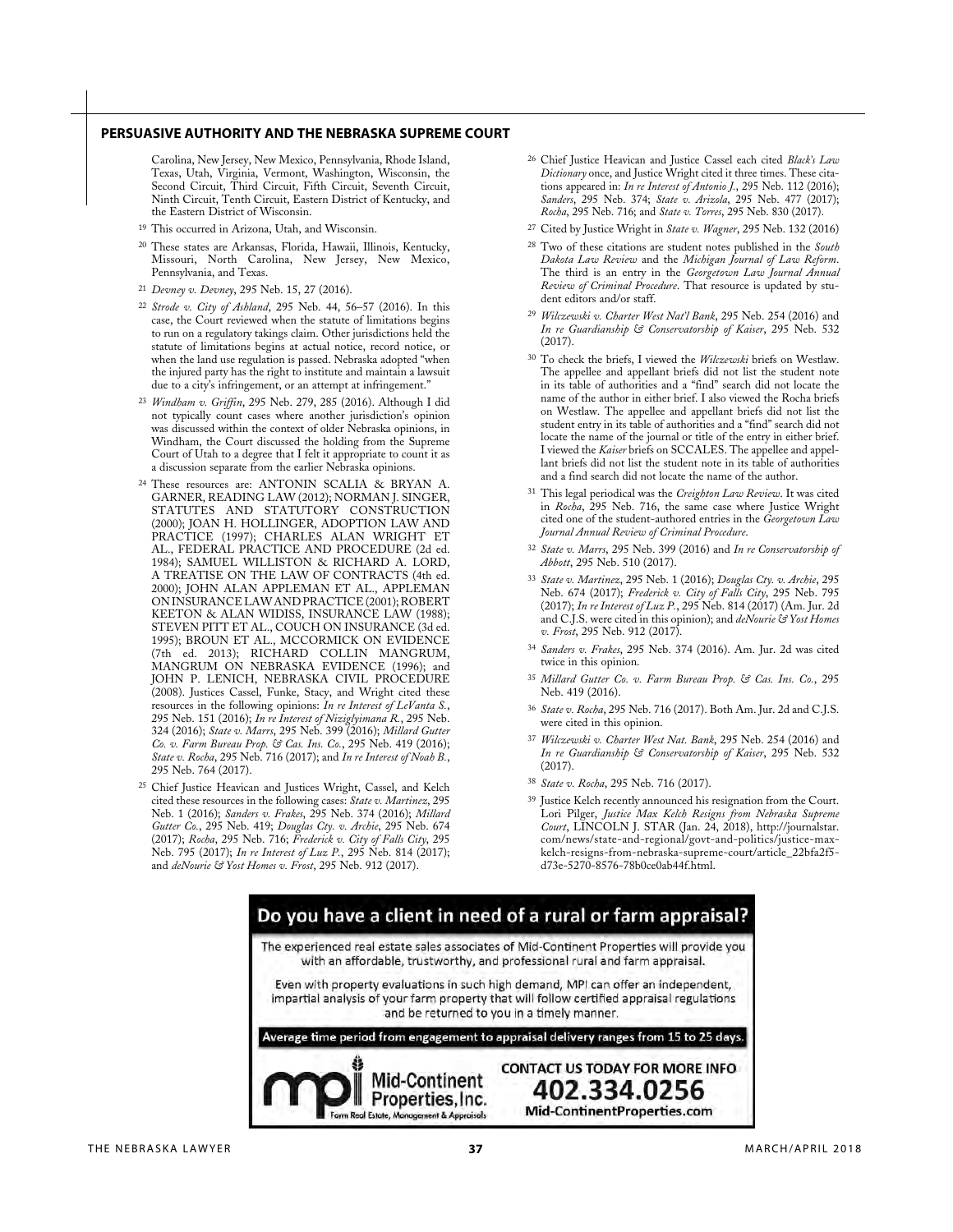Carolina, New Jersey, New Mexico, Pennsylvania, Rhode Island, Texas, Utah, Virginia, Vermont, Washington, Wisconsin, the Second Circuit, Third Circuit, Fifth Circuit, Seventh Circuit, Ninth Circuit, Tenth Circuit, Eastern District of Kentucky, and the Eastern District of Wisconsin.

19 This occurred in Arizona, Utah, and Wisconsin.

20 These states are Arkansas, Florida, Hawaii, Illinois, Kentucky, Missouri, North Carolina, New Jersey, New Mexico, Pennsylvania, and Texas.

21 *Devney v. Devney*, 295 Neb. 15, 27 (2016).

22 *Strode v. City of Ashland*, 295 Neb. 44, 56–57 (2016). In this case, the Court reviewed when the statute of limitations begins to run on a regulatory takings claim. Other jurisdictions held the statute of limitations begins at actual notice, record notice, or when the land use regulation is passed. Nebraska adopted "when the injured party has the right to institute and maintain a lawsuit due to a city's infringement, or an attempt at infringement."

23 *Windham v. Griffin*, 295 Neb. 279, 285 (2016). Although I did not typically count cases where another jurisdiction's opinion was discussed within the context of older Nebraska opinions, in Windham, the Court discussed the holding from the Supreme Court of Utah to a degree that I felt it appropriate to count it as a discussion separate from the earlier Nebraska opinions.

24 These resources are: ANTONIN SCALIA & BRYAN A. GARNER, READING LAW (2012); NORMAN J. SINGER, STATUTES AND STATUTORY CONSTRUCTION (2000); JOAN H. HOLLINGER, ADOPTION LAW AND PRACTICE (1997); CHARLES ALAN WRIGHT ET AL., FEDERAL PRACTICE AND PROCEDURE (2d ed. 1984); SAMUEL WILLISTON & RICHARD A. LORD, A TREATISE ON THE LAW OF CONTRACTS (4th ed. 2000); JOHN ALAN APPLEMAN ET AL., APPLEMAN ON INSURANCE LAW AND PRACTICE (2001); ROBERT KEETON & ALAN WIDISS, INSURANCE LAW (1988); STEVEN PITT ET AL., COUCH ON INSURANCE (3d ed. 1995); BROUN ET AL., MCCORMICK ON EVIDENCE (7th ed. 2013); RICHARD COLLIN MANGRUM, MANGRUM ON NEBRASKA EVIDENCE (1996); and JOHN P. LENICH, NEBRASKA CIVIL PROCEDURE (2008). Justices Cassel, Funke, Stacy, and Wright cited these resources in the following opinions: *In re Interest of LeVanta S.*, 295 Neb. 151 (2016); *In re Interest of Niziglyimana R.*, 295 Neb. 324 (2016); *State v. Marrs*, 295 Neb. 399 (2016); *Millard Gutter Co. v. Farm Bureau Prop. & Cas. Ins. Co.*, 295 Neb. 419 (2016); *State v. Rocha*, 295 Neb. 716 (2017); and *In re Interest of Noah B.*, 295 Neb. 764 (2017).

25 Chief Justice Heavican and Justices Wright, Cassel, and Kelch cited these resources in the following cases: *State v. Martinez*, 295 Neb. 1 (2016); *Sanders v. Frakes*, 295 Neb. 374 (2016); *Millard Gutter Co.*, 295 Neb. 419; *Douglas Cty. v. Archie*, 295 Neb. 674 (2017); *Rocha*, 295 Neb. 716; *Frederick v. City of Falls City*, 295 Neb. 795 (2017); *In re Interest of Luz P.*, 295 Neb. 814 (2017); and *deNourie & Yost Homes v. Frost*, 295 Neb. 912 (2017).

26 Chief Justice Heavican and Justice Cassel each cited *Black's Law Dictionary* once, and Justice Wright cited it three times. These citations appeared in: *In re Interest of Antonio J.*, 295 Neb. 112 (2016); *Sanders*, 295 Neb. 374; *State v. Arizola*, 295 Neb. 477 (2017); *Rocha*, 295 Neb. 716; and *State v. Torres*, 295 Neb. 830 (2017).

27 Cited by Justice Wright in *State v. Wagner*, 295 Neb. 132 (2016)

28 Two of these citations are student notes published in the *South Dakota Law Review* and the *Michigan Journal of Law Reform*. The third is an entry in the *Georgetown Law Journal Annual Review of Criminal Procedure*. That resource is updated by student editors and/or staff.

29 *Wilczewski v. Charter West Nat'l Bank*, 295 Neb. 254 (2016) and *In re Guardianship & Conservatorship of Kaiser*, 295 Neb. 532 (2017).

30 To check the briefs, I viewed the *Wilczewski* briefs on Westlaw. The appellee and appellant briefs did not list the student note in its table of authorities and a "find" search did not locate the name of the author in either brief. I also viewed the Rocha briefs on Westlaw. The appellee and appellant briefs did not list the student entry in its table of authorities and a "find" search did not locate the name of the journal or title of the entry in either brief. I viewed the *Kaiser* briefs on SCCALES. The appellee and appellant briefs did not list the student note in its table of authorities and a find search did not locate the name of the author.

31 This legal periodical was the *Creighton Law Review*. It was cited in *Rocha*, 295 Neb. 716, the same case where Justice Wright cited one of the student-authored entries in the *Georgetown Law Journal Annual Review of Criminal Procedure*.

32 *State v. Marrs*, 295 Neb. 399 (2016) and *In re Conservatorship of Abbott*, 295 Neb. 510 (2017).

33 *State v. Martinez*, 295 Neb. 1 (2016); *Douglas Cty. v. Archie*, 295 Neb. 674 (2017); *Frederick v. City of Falls City*, 295 Neb. 795 (2017); *In re Interest of Luz P.*, 295 Neb. 814 (2017) (Am. Jur. 2d and C.J.S. were cited in this opinion); and *deNourie & Yost Homes v. Frost*, 295 Neb. 912 (2017).

34 *Sanders v. Frakes*, 295 Neb. 374 (2016). Am. Jur. 2d was cited twice in this opinion.

35 *Millard Gutter Co. v. Farm Bureau Prop. & Cas. Ins. Co.*, 295 Neb. 419 (2016).

36 *State v. Rocha*, 295 Neb. 716 (2017). Both Am. Jur. 2d and C.J.S. were cited in this opinion.

37 *Wilczewski v. Charter West Nat. Bank*, 295 Neb. 254 (2016) and *In re Guardianship & Conservatorship of Kaiser*, 295 Neb. 532 (2017).

38 *State v. Rocha*, 295 Neb. 716 (2017).

39 Justice Kelch recently announced his resignation from the Court. Lori Pilger, *Justice Max Kelch Resigns from Nebraska Supreme Court*, LINCOLN J. STAR (Jan. 24, 2018), http://journalstar.com/news/state-and-regional/govt-and-politics/justice-max-kelch-resigns-from-nebraska-supreme-court/article_22bfa2f5-d73e-5270-8576-78b0ce0ab44f.html.

## Do you have a client in need of a rural or farm appraisal?

The experienced real estate sales associates of Mid-Continent Properties will provide you with an affordable, trustworthy, and professional rural and farm appraisal.

Even with property evaluations in such high demand, MPI can offer an independent, impartial analysis of your farm property that will follow certified appraisal regulations and be returned to you in a timely manner.

**Average time period from engagement to appraisal delivery ranges from 15 to 25 days.**

Mid-Continent Properties, Inc.
Farm Real Estate, Management & Appraisals

**CONTACT US TODAY FOR MORE INFO**
**402.334.0256**
**Mid-ContinentProperties.com**